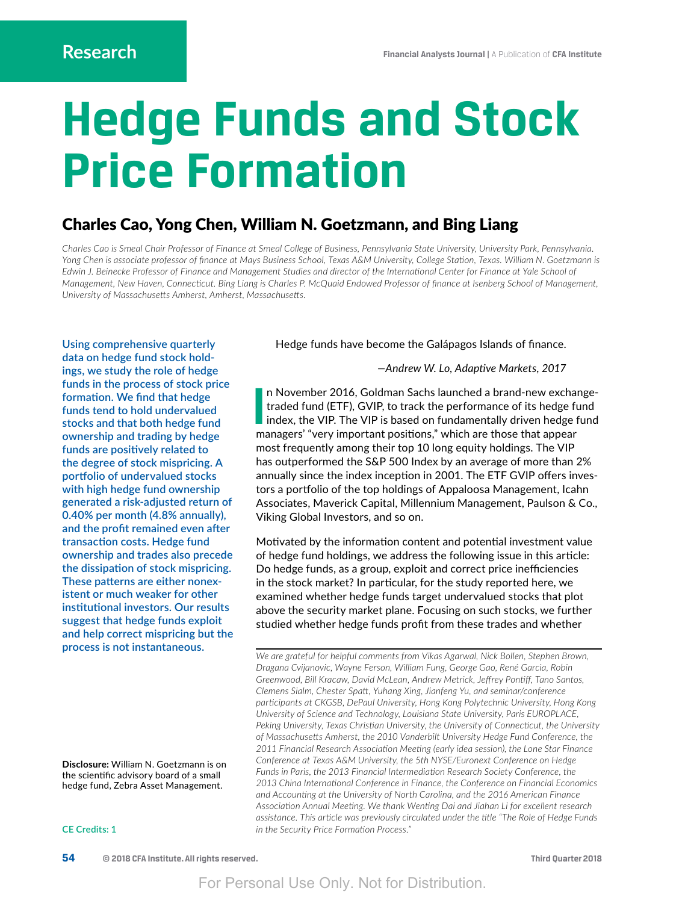Research

# Hedge Funds and Stock Price Formation

## Charles Cao, Yong Chen, William N. Goetzmann, and Bing Liang

*Charles Cao is Smeal Chair Professor of Finance at Smeal College of Business, Pennsylvania State University, University Park, Pennsylvania. Yong Chen is associate professor of finance at Mays Business School, Texas A&M University, College Station, Texas. William N. Goetzmann is Edwin J. Beinecke Professor of Finance and Management Studies and director of the International Center for Finance at Yale School of Management, New Haven, Connecticut. Bing Liang is Charles P. McQuaid Endowed Professor of finance at Isenberg School of Management, University of Massachusetts Amherst, Amherst, Massachusetts.*

Using comprehensive quarterly data on hedge fund stock holdings, we study the role of hedge funds in the process of stock price formation. We find that hedge funds tend to hold undervalued stocks and that both hedge fund ownership and trading by hedge funds are positively related to the degree of stock mispricing. A portfolio of undervalued stocks with high hedge fund ownership generated a risk-adjusted return of 0.40% per month (4.8% annually), and the profit remained even after transaction costs. Hedge fund ownership and trades also precede the dissipation of stock mispricing. These patterns are either nonexistent or much weaker for other institutional investors. Our results suggest that hedge funds exploit and help correct mispricing but the process is not instantaneous.

**Disclosure:** William N. Goetzmann is on the scientific advisory board of a small hedge fund, Zebra Asset Management.

CE Credits: 1

Hedge funds have become the Galápagos Islands of finance.

—*Andrew W. Lo, Adaptive Markets, 2017*

In November 2016, Goldman Sachs launched a brand-new exchange-traded fund (ETF), GVIP, to track the performance of its hedge fund index, the VIP. The VIP is based on fundamentally driven hedge fund managers' "very important positions," which are those that appear most frequently among their top 10 long equity holdings. The VIP has outperformed the S&P 500 Index by an average of more than 2% annually since the index inception in 2001. The ETF GVIP offers investors a portfolio of the top holdings of Appaloosa Management, Icahn Associates, Maverick Capital, Millennium Management, Paulson & Co., Viking Global Investors, and so on.

Motivated by the information content and potential investment value of hedge fund holdings, we address the following issue in this article: Do hedge funds, as a group, exploit and correct price inefficiencies in the stock market? In particular, for the study reported here, we examined whether hedge funds target undervalued stocks that plot above the security market plane. Focusing on such stocks, we further studied whether hedge funds profit from these trades and whether

*We are grateful for helpful comments from Vikas Agarwal, Nick Bollen, Stephen Brown, Dragana Cvijanovic, Wayne Ferson, William Fung, George Gao, René Garcia, Robin Greenwood, Bill Kracaw, David McLean, Andrew Metrick, Jeffrey Pontiff, Tano Santos, Clemens Sialm, Chester Spatt, Yuhang Xing, Jianfeng Yu, and seminar/conference participants at CKGSB, DePaul University, Hong Kong Polytechnic University, Hong Kong University of Science and Technology, Louisiana State University, Paris EUROPLACE, Peking University, Texas Christian University, the University of Connecticut, the University of Massachusetts Amherst, the 2010 Vanderbilt University Hedge Fund Conference, the 2011 Financial Research Association Meeting (early idea session), the Lone Star Finance Conference at Texas A&M University, the 5th NYSE/Euronext Conference on Hedge Funds in Paris, the 2013 Financial Intermediation Research Society Conference, the 2013 China International Conference in Finance, the Conference on Financial Economics and Accounting at the University of North Carolina, and the 2016 American Finance Association Annual Meeting. We thank Wenting Dai and Jiahan Li for excellent research assistance. This article was previously circulated under the title "The Role of Hedge Funds in the Security Price Formation Process."*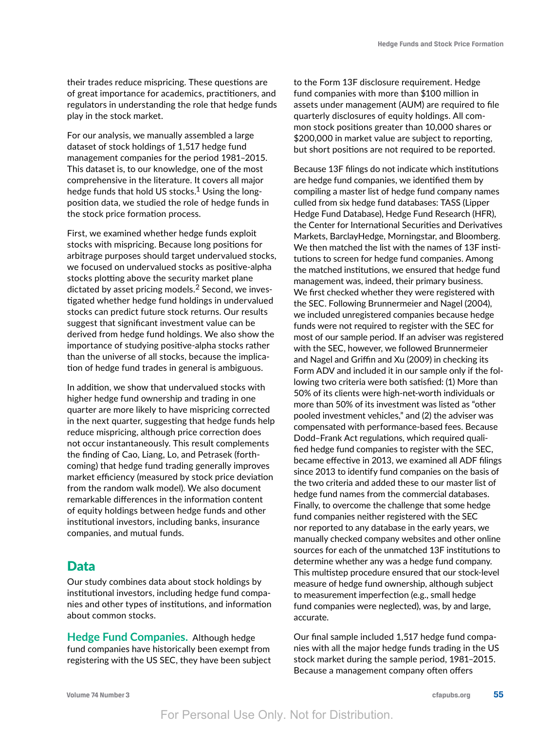their trades reduce mispricing. These questions are of great importance for academics, practitioners, and regulators in understanding the role that hedge funds play in the stock market.

For our analysis, we manually assembled a large dataset of stock holdings of 1,517 hedge fund management companies for the period 1981–2015. This dataset is, to our knowledge, one of the most comprehensive in the literature. It covers all major hedge funds that hold US stocks.[1] Using the long-position data, we studied the role of hedge funds in the stock price formation process.

First, we examined whether hedge funds exploit stocks with mispricing. Because long positions for arbitrage purposes should target undervalued stocks, we focused on undervalued stocks as positive-alpha stocks plotting above the security market plane dictated by asset pricing models.[2] Second, we investigated whether hedge fund holdings in undervalued stocks can predict future stock returns. Our results suggest that significant investment value can be derived from hedge fund holdings. We also show the importance of studying positive-alpha stocks rather than the universe of all stocks, because the implication of hedge fund trades in general is ambiguous.

In addition, we show that undervalued stocks with higher hedge fund ownership and trading in one quarter are more likely to have mispricing corrected in the next quarter, suggesting that hedge funds help reduce mispricing, although price correction does not occur instantaneously. This result complements the finding of Cao, Liang, Lo, and Petrasek (forthcoming) that hedge fund trading generally improves market efficiency (measured by stock price deviation from the random walk model). We also document remarkable differences in the information content of equity holdings between hedge funds and other institutional investors, including banks, insurance companies, and mutual funds.

## Data

Our study combines data about stock holdings by institutional investors, including hedge fund companies and other types of institutions, and information about common stocks.

**Hedge Fund Companies.** Although hedge fund companies have historically been exempt from registering with the US SEC, they have been subject to the Form 13F disclosure requirement. Hedge fund companies with more than $100 million in assets under management (AUM) are required to file quarterly disclosures of equity holdings. All common stock positions greater than 10,000 shares or $200,000 in market value are subject to reporting, but short positions are not required to be reported.

Because 13F filings do not indicate which institutions are hedge fund companies, we identified them by compiling a master list of hedge fund company names culled from six hedge fund databases: TASS (Lipper Hedge Fund Database), Hedge Fund Research (HFR), the Center for International Securities and Derivatives Markets, BarclayHedge, Morningstar, and Bloomberg. We then matched the list with the names of 13F institutions to screen for hedge fund companies. Among the matched institutions, we ensured that hedge fund management was, indeed, their primary business. We first checked whether they were registered with the SEC. Following Brunnermeier and Nagel (2004), we included unregistered companies because hedge funds were not required to register with the SEC for most of our sample period. If an adviser was registered with the SEC, however, we followed Brunnermeier and Nagel and Griffin and Xu (2009) in checking its Form ADV and included it in our sample only if the following two criteria were both satisfied: (1) More than 50% of its clients were high-net-worth individuals or more than 50% of its investment was listed as "other pooled investment vehicles," and (2) the adviser was compensated with performance-based fees. Because Dodd–Frank Act regulations, which required qualified hedge fund companies to register with the SEC, became effective in 2013, we examined all ADF filings since 2013 to identify fund companies on the basis of the two criteria and added these to our master list of hedge fund names from the commercial databases. Finally, to overcome the challenge that some hedge fund companies neither registered with the SEC nor reported to any database in the early years, we manually checked company websites and other online sources for each of the unmatched 13F institutions to determine whether any was a hedge fund company. This multistep procedure ensured that our stock-level measure of hedge fund ownership, although subject to measurement imperfection (e.g., small hedge fund companies were neglected), was, by and large, accurate.

Our final sample included 1,517 hedge fund companies with all the major hedge funds trading in the US stock market during the sample period, 1981–2015. Because a management company often offers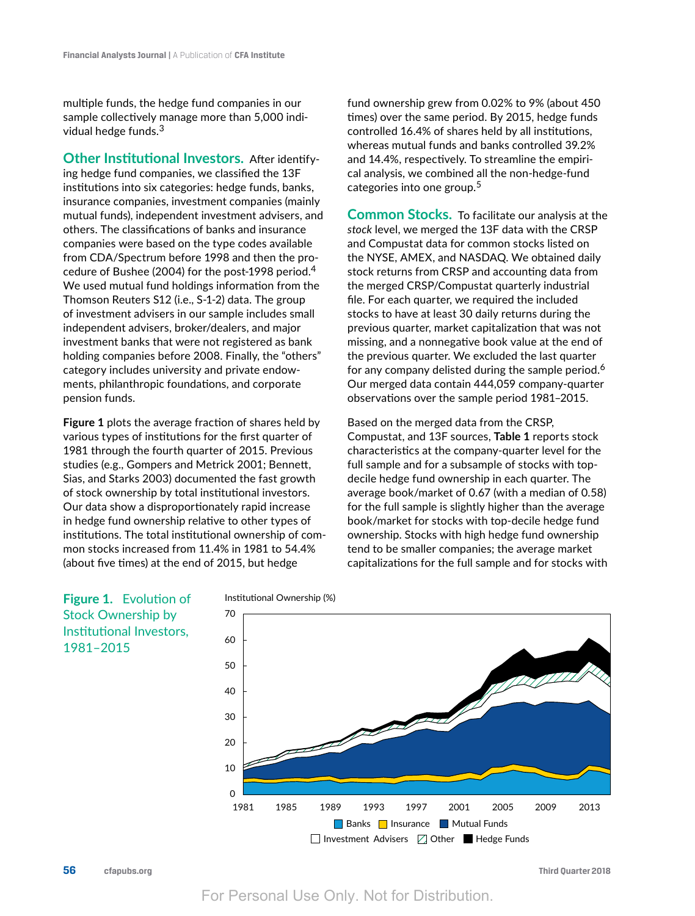multiple funds, the hedge fund companies in our sample collectively manage more than 5,000 individual hedge funds.[3]

## Other Institutional Investors.

After identifying hedge fund companies, we classified the 13F institutions into six categories: hedge funds, banks, insurance companies, investment companies (mainly mutual funds), independent investment advisers, and others. The classifications of banks and insurance companies were based on the type codes available from CDA/Spectrum before 1998 and then the procedure of Bushee (2004) for the post-1998 period.[4] We used mutual fund holdings information from the Thomson Reuters S12 (i.e., S-1-2) data. The group of investment advisers in our sample includes small independent advisers, broker/dealers, and major investment banks that were not registered as bank holding companies before 2008. Finally, the "others" category includes university and private endowments, philanthropic foundations, and corporate pension funds.

**Figure 1** plots the average fraction of shares held by various types of institutions for the first quarter of 1981 through the fourth quarter of 2015. Previous studies (e.g., Gompers and Metrick 2001; Bennett, Sias, and Starks 2003) documented the fast growth of stock ownership by total institutional investors. Our data show a disproportionately rapid increase in hedge fund ownership relative to other types of institutions. The total institutional ownership of common stocks increased from 11.4% in 1981 to 54.4% (about five times) at the end of 2015, but hedge fund ownership grew from 0.02% to 9% (about 450 times) over the same period. By 2015, hedge funds controlled 16.4% of shares held by all institutions, whereas mutual funds and banks controlled 39.2% and 14.4%, respectively. To streamline the empirical analysis, we combined all the non-hedge-fund categories into one group.[5]

## Common Stocks.

To facilitate our analysis at the *stock* level, we merged the 13F data with the CRSP and Compustat data for common stocks listed on the NYSE, AMEX, and NASDAQ. We obtained daily stock returns from CRSP and accounting data from the merged CRSP/Compustat quarterly industrial file. For each quarter, we required the included stocks to have at least 30 daily returns during the previous quarter, market capitalization that was not missing, and a nonnegative book value at the end of the previous quarter. We excluded the last quarter for any company delisted during the sample period.[6] Our merged data contain 444,059 company-quarter observations over the sample period 1981–2015.

Based on the merged data from the CRSP, Compustat, and 13F sources, **Table 1** reports stock characteristics at the company-quarter level for the full sample and for a subsample of stocks with top-decile hedge fund ownership in each quarter. The average book/market of 0.67 (with a median of 0.58) for the full sample is slightly higher than the average book/market for stocks with top-decile hedge fund ownership. Stocks with high hedge fund ownership tend to be smaller companies; the average market capitalizations for the full sample and for stocks with

**Figure 1. Evolution of Stock Ownership by Institutional Investors, 1981–2015**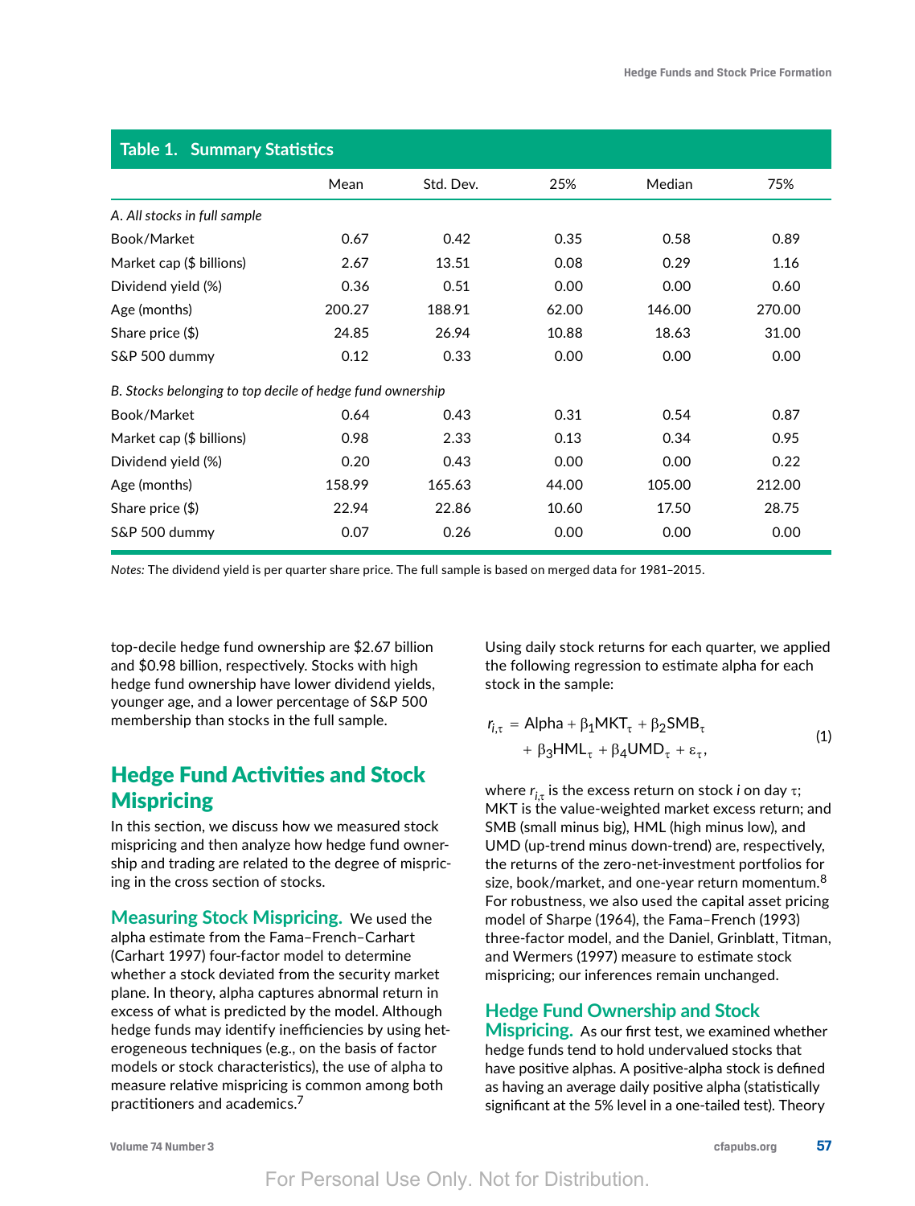**Table 1. Summary Statistics**

| | Mean | Std. Dev. | 25% | Median | 75% |
|---|---|---|---|---|---|
| *A. All stocks in full sample* | | | | | |
| Book/Market | 0.67 | 0.42 | 0.35 | 0.58 | 0.89 |
| Market cap ($ billions) | 2.67 | 13.51 | 0.08 | 0.29 | 1.16 |
| Dividend yield (%) | 0.36 | 0.51 | 0.00 | 0.00 | 0.60 |
| Age (months) | 200.27 | 188.91 | 62.00 | 146.00 | 270.00 |
| Share price ($) | 24.85 | 26.94 | 10.88 | 18.63 | 31.00 |
| S&P 500 dummy | 0.12 | 0.33 | 0.00 | 0.00 | 0.00 |
| *B. Stocks belonging to top decile of hedge fund ownership* | | | | | |
| Book/Market | 0.64 | 0.43 | 0.31 | 0.54 | 0.87 |
| Market cap ($ billions) | 0.98 | 2.33 | 0.13 | 0.34 | 0.95 |
| Dividend yield (%) | 0.20 | 0.43 | 0.00 | 0.00 | 0.22 |
| Age (months) | 158.99 | 165.63 | 44.00 | 105.00 | 212.00 |
| Share price ($) | 22.94 | 22.86 | 10.60 | 17.50 | 28.75 |
| S&P 500 dummy | 0.07 | 0.26 | 0.00 | 0.00 | 0.00 |

*Notes:* The dividend yield is per quarter share price. The full sample is based on merged data for 1981–2015.

top-decile hedge fund ownership are $2.67 billion and $0.98 billion, respectively. Stocks with high hedge fund ownership have lower dividend yields, younger age, and a lower percentage of S&P 500 membership than stocks in the full sample.

## Hedge Fund Activities and Stock Mispricing

In this section, we discuss how we measured stock mispricing and then analyze how hedge fund ownership and trading are related to the degree of mispricing in the cross section of stocks.

### Measuring Stock Mispricing.

We used the alpha estimate from the Fama–French–Carhart (Carhart 1997) four-factor model to determine whether a stock deviated from the security market plane. In theory, alpha captures abnormal return in excess of what is predicted by the model. Although hedge funds may identify inefficiencies by using heterogeneous techniques (e.g., on the basis of factor models or stock characteristics), the use of alpha to measure relative mispricing is common among both practitioners and academics.[7]

Using daily stock returns for each quarter, we applied the following regression to estimate alpha for each stock in the sample:

$$r_{i,\tau} = \text{Alpha} + \beta_1 \text{MKT}_\tau + \beta_2 \text{SMB}_\tau + \beta_3 \text{HML}_\tau + \beta_4 \text{UMD}_\tau + \varepsilon_\tau, \quad (1)$$

where $r_{i,\tau}$ is the excess return on stock $i$ on day $\tau$; MKT is the value-weighted market excess return; and SMB (small minus big), HML (high minus low), and UMD (up-trend minus down-trend) are, respectively, the returns of the zero-net-investment portfolios for size, book/market, and one-year return momentum.[8] For robustness, we also used the capital asset pricing model of Sharpe (1964), the Fama–French (1993) three-factor model, and the Daniel, Grinblatt, Titman, and Wermers (1997) measure to estimate stock mispricing; our inferences remain unchanged.

### Hedge Fund Ownership and Stock Mispricing.

As our first test, we examined whether hedge funds tend to hold undervalued stocks that have positive alphas. A positive-alpha stock is defined as having an average daily positive alpha (statistically significant at the 5% level in a one-tailed test). Theory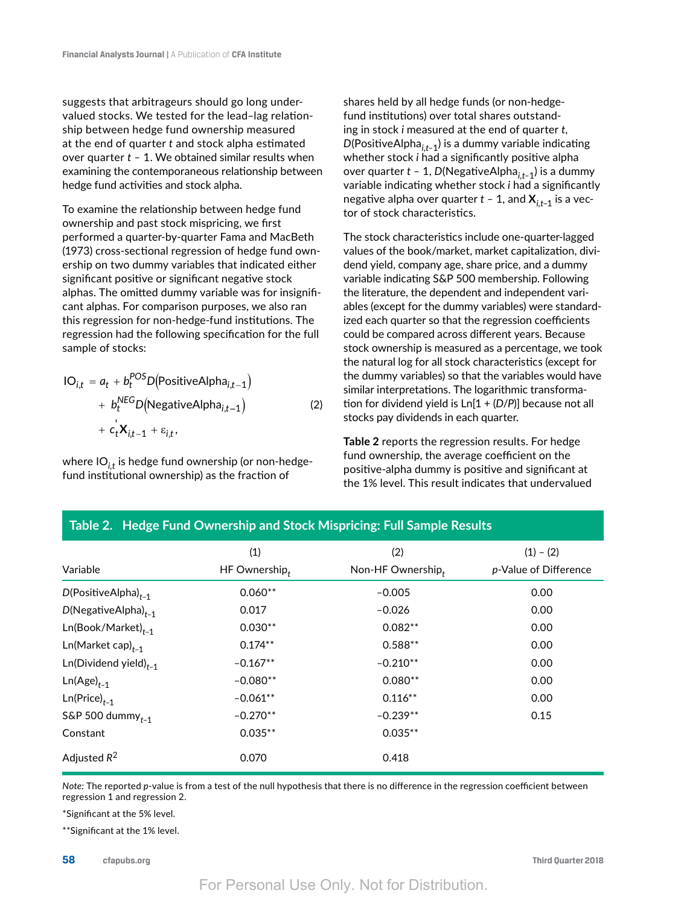suggests that arbitrageurs should go long undervalued stocks. We tested for the lead–lag relationship between hedge fund ownership measured at the end of quarter $t$ and stock alpha estimated over quarter $t$ – 1. We obtained similar results when examining the contemporaneous relationship between hedge fund activities and stock alpha.

To examine the relationship between hedge fund ownership and past stock mispricing, we first performed a quarter-by-quarter Fama and MacBeth (1973) cross-sectional regression of hedge fund ownership on two dummy variables that indicated either significant positive or significant negative stock alphas. The omitted dummy variable was for insignificant alphas. For comparison purposes, we also ran this regression for non-hedge-fund institutions. The regression had the following specification for the full sample of stocks:

$$\begin{aligned} IO_{i,t} &= a_t + b_t^{POS} D\left(\text{PositiveAlpha}_{i,t-1}\right) \\ &\quad + b_t^{NEG} D\left(\text{NegativeAlpha}_{i,t-1}\right) \\ &\quad + c_t' \mathbf{X}_{i,t-1} + \varepsilon_{i,t}, \end{aligned} \tag{2}$$

where $IO_{i,t}$ is hedge fund ownership (or non-hedge-fund institutional ownership) as the fraction of shares held by all hedge funds (or non-hedge-fund institutions) over total shares outstanding in stock $i$ measured at the end of quarter $t$, $D(\text{PositiveAlpha}_{i,t-1})$ is a dummy variable indicating whether stock $i$ had a significantly positive alpha over quarter $t$ – 1, $D(\text{NegativeAlpha}_{i,t-1})$ is a dummy variable indicating whether stock $i$ had a significantly negative alpha over quarter $t$ – 1, and $\mathbf{X}_{i,t-1}$ is a vector of stock characteristics.

The stock characteristics include one-quarter-lagged values of the book/market, market capitalization, dividend yield, company age, share price, and a dummy variable indicating S&P 500 membership. Following the literature, the dependent and independent variables (except for the dummy variables) were standardized each quarter so that the regression coefficients could be compared across different years. Because stock ownership is measured as a percentage, we took the natural log for all stock characteristics (except for the dummy variables) so that the variables would have similar interpretations. The logarithmic transformation for dividend yield is Ln[1 + ($D/P$)] because not all stocks pay dividends in each quarter.

**Table 2** reports the regression results. For hedge fund ownership, the average coefficient on the positive-alpha dummy is positive and significant at the 1% level. This result indicates that undervalued

**Table 2. Hedge Fund Ownership and Stock Mispricing: Full Sample Results**

| Variable | (1) HF Ownership$_t$ | (2) Non-HF Ownership$_t$ | (1) – (2) $p$-Value of Difference |
|---|---|---|---|
| $D$(PositiveAlpha)$_{t-1}$ | 0.060** | –0.005 | 0.00 |
| $D$(NegativeAlpha)$_{t-1}$ | 0.017 | –0.026 | 0.00 |
| Ln(Book/Market)$_{t-1}$ | 0.030** | 0.082** | 0.00 |
| Ln(Market cap)$_{t-1}$ | 0.174** | 0.588** | 0.00 |
| Ln(Dividend yield)$_{t-1}$ | –0.167** | –0.210** | 0.00 |
| Ln(Age)$_{t-1}$ | –0.080** | 0.080** | 0.00 |
| Ln(Price)$_{t-1}$ | –0.061** | 0.116** | 0.00 |
| S&P 500 dummy$_{t-1}$ | –0.270** | –0.239** | 0.15 |
| Constant | 0.035** | 0.035** | |
| Adjusted $R^2$ | 0.070 | 0.418 | |

*Note:* The reported $p$-value is from a test of the null hypothesis that there is no difference in the regression coefficient between regression 1 and regression 2.

*Significant at the 5% level.

**Significant at the 1% level.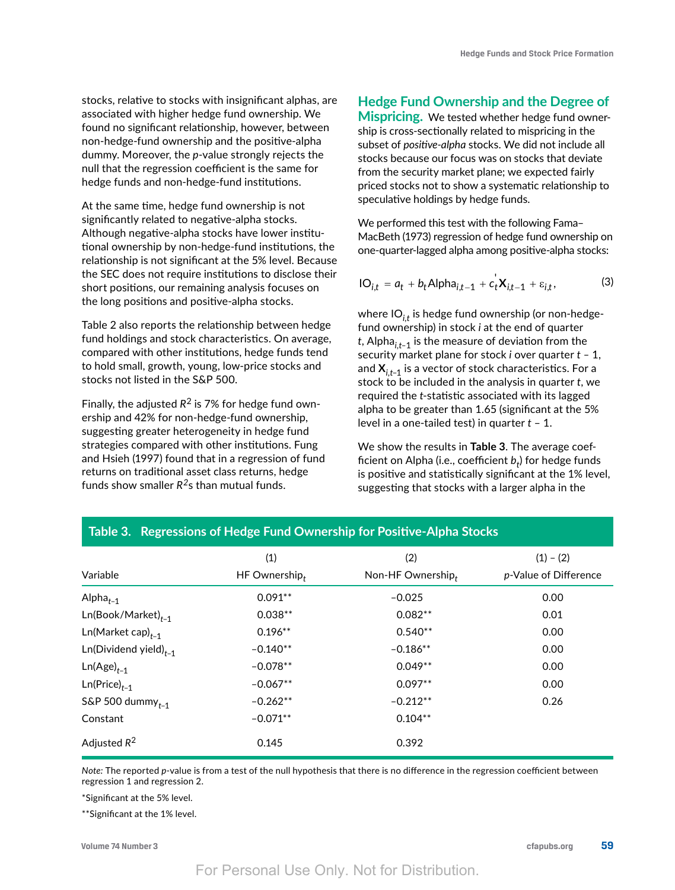stocks, relative to stocks with insignificant alphas, are associated with higher hedge fund ownership. We found no significant relationship, however, between non-hedge-fund ownership and the positive-alpha dummy. Moreover, the *p*-value strongly rejects the null that the regression coefficient is the same for hedge funds and non-hedge-fund institutions.

At the same time, hedge fund ownership is not significantly related to negative-alpha stocks. Although negative-alpha stocks have lower institutional ownership by non-hedge-fund institutions, the relationship is not significant at the 5% level. Because the SEC does not require institutions to disclose their short positions, our remaining analysis focuses on the long positions and positive-alpha stocks.

Table 2 also reports the relationship between hedge fund holdings and stock characteristics. On average, compared with other institutions, hedge funds tend to hold small, growth, young, low-price stocks and stocks not listed in the S&P 500.

Finally, the adjusted $R^2$ is 7% for hedge fund ownership and 42% for non-hedge-fund ownership, suggesting greater heterogeneity in hedge fund strategies compared with other institutions. Fung and Hsieh (1997) found that in a regression of fund returns on traditional asset class returns, hedge funds show smaller $R^2$s than mutual funds.

## Hedge Fund Ownership and the Degree of Mispricing.

We tested whether hedge fund ownership is cross-sectionally related to mispricing in the subset of *positive-alpha* stocks. We did not include all stocks because our focus was on stocks that deviate from the security market plane; we expected fairly priced stocks not to show a systematic relationship to speculative holdings by hedge funds.

We performed this test with the following Fama–MacBeth (1973) regression of hedge fund ownership on one-quarter-lagged alpha among positive-alpha stocks:

$$IO_{i,t} = a_t + b_t \text{Alpha}_{i,t-1} + c_t' \mathbf{X}_{i,t-1} + \varepsilon_{i,t}, \tag{3}$$

where $IO_{i,t}$ is hedge fund ownership (or non-hedge-fund ownership) in stock *i* at the end of quarter *t*, $\text{Alpha}_{i,t-1}$ is the measure of deviation from the security market plane for stock *i* over quarter $t - 1$, and $\mathbf{X}_{i,t-1}$ is a vector of stock characteristics. For a stock to be included in the analysis in quarter *t*, we required the *t*-statistic associated with its lagged alpha to be greater than 1.65 (significant at the 5% level in a one-tailed test) in quarter $t - 1$.

We show the results in **Table 3**. The average coefficient on Alpha (i.e., coefficient $b_t$) for hedge funds is positive and statistically significant at the 1% level, suggesting that stocks with a larger alpha in the

**Table 3. Regressions of Hedge Fund Ownership for Positive-Alpha Stocks**

| Variable | (1) HF Ownership$_t$ | (2) Non-HF Ownership$_t$ | (1) – (2) *p*-Value of Difference |
|---|---|---|---|
| Alpha$_{t-1}$ | 0.091** | –0.025 | 0.00 |
| Ln(Book/Market)$_{t-1}$ | 0.038** | 0.082** | 0.01 |
| Ln(Market cap)$_{t-1}$ | 0.196** | 0.540** | 0.00 |
| Ln(Dividend yield)$_{t-1}$ | –0.140** | –0.186** | 0.00 |
| Ln(Age)$_{t-1}$ | –0.078** | 0.049** | 0.00 |
| Ln(Price)$_{t-1}$ | –0.067** | 0.097** | 0.00 |
| S&P 500 dummy$_{t-1}$ | –0.262** | –0.212** | 0.26 |
| Constant | –0.071** | 0.104** | |
| Adjusted $R^2$ | 0.145 | 0.392 | |

*Note:* The reported *p*-value is from a test of the null hypothesis that there is no difference in the regression coefficient between regression 1 and regression 2.

*Significant at the 5% level.

**Significant at the 1% level.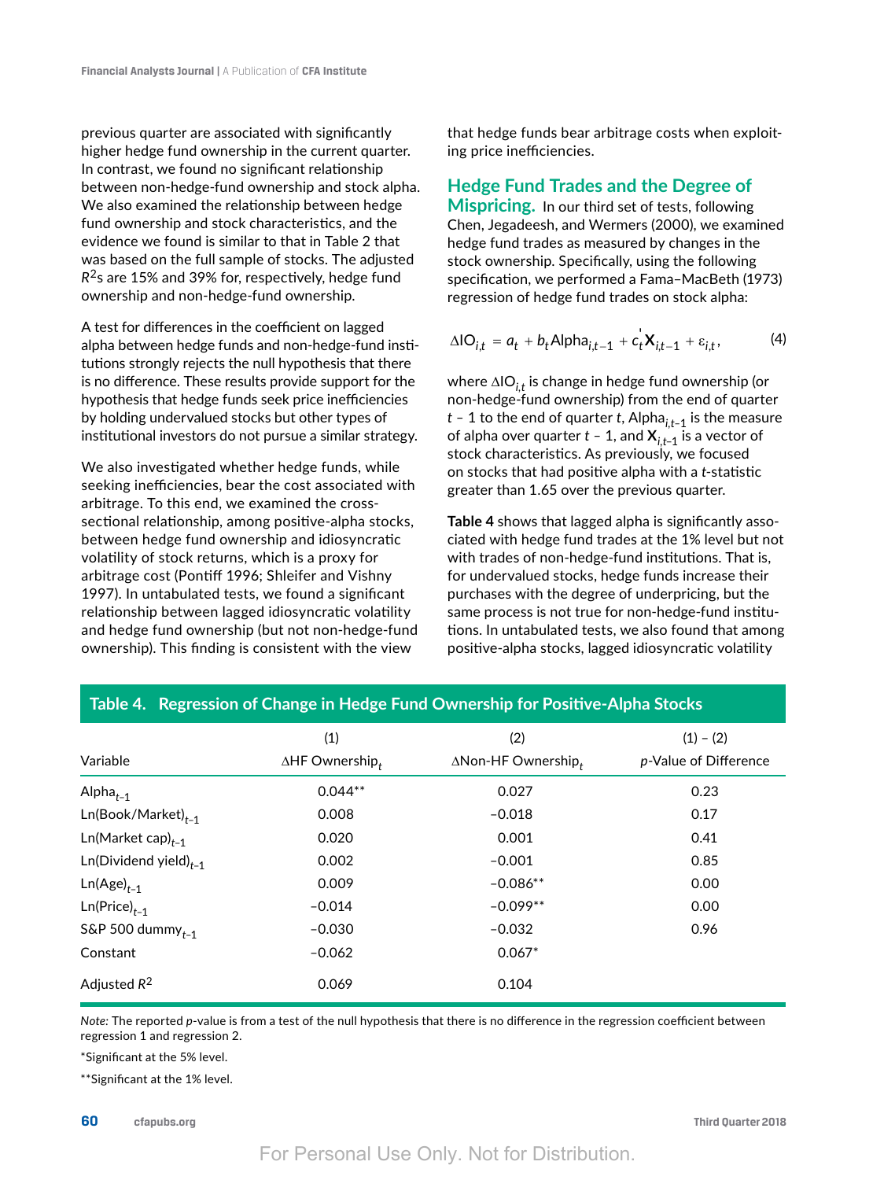previous quarter are associated with significantly higher hedge fund ownership in the current quarter. In contrast, we found no significant relationship between non-hedge-fund ownership and stock alpha. We also examined the relationship between hedge fund ownership and stock characteristics, and the evidence we found is similar to that in Table 2 that was based on the full sample of stocks. The adjusted $R^2$s are 15% and 39% for, respectively, hedge fund ownership and non-hedge-fund ownership.

A test for differences in the coefficient on lagged alpha between hedge funds and non-hedge-fund institutions strongly rejects the null hypothesis that there is no difference. These results provide support for the hypothesis that hedge funds seek price inefficiencies by holding undervalued stocks but other types of institutional investors do not pursue a similar strategy.

We also investigated whether hedge funds, while seeking inefficiencies, bear the cost associated with arbitrage. To this end, we examined the cross-sectional relationship, among positive-alpha stocks, between hedge fund ownership and idiosyncratic volatility of stock returns, which is a proxy for arbitrage cost (Pontiff 1996; Shleifer and Vishny 1997). In untabulated tests, we found a significant relationship between lagged idiosyncratic volatility and hedge fund ownership (but not non-hedge-fund ownership). This finding is consistent with the view that hedge funds bear arbitrage costs when exploiting price inefficiencies.

**Hedge Fund Trades and the Degree of Mispricing.** In our third set of tests, following Chen, Jegadeesh, and Wermers (2000), we examined hedge fund trades as measured by changes in the stock ownership. Specifically, using the following specification, we performed a Fama–MacBeth (1973) regression of hedge fund trades on stock alpha:

$$\Delta \text{IO}_{i,t} = a_t + b_t \text{Alpha}_{i,t-1} + c_t^{'} \mathbf{X}_{i,t-1} + \varepsilon_{i,t}, \tag{4}$$

where $\Delta \text{IO}_{i,t}$ is change in hedge fund ownership (or non-hedge-fund ownership) from the end of quarter $t - 1$ to the end of quarter $t$, $\text{Alpha}_{i,t-1}$ is the measure of alpha over quarter $t - 1$, and $\mathbf{X}_{i,t-1}$ is a vector of stock characteristics. As previously, we focused on stocks that had positive alpha with a $t$-statistic greater than 1.65 over the previous quarter.

**Table 4** shows that lagged alpha is significantly associated with hedge fund trades at the 1% level but not with trades of non-hedge-fund institutions. That is, for undervalued stocks, hedge funds increase their purchases with the degree of underpricing, but the same process is not true for non-hedge-fund institutions. In untabulated tests, we also found that among positive-alpha stocks, lagged idiosyncratic volatility

**Table 4. Regression of Change in Hedge Fund Ownership for Positive-Alpha Stocks**

| Variable | (1) $\Delta$HF Ownership$_t$ | (2) $\Delta$Non-HF Ownership$_t$ | (1) – (2) $p$-Value of Difference |
|---|---|---|---|
| Alpha$_{t-1}$ | 0.044** | 0.027 | 0.23 |
| Ln(Book/Market)$_{t-1}$ | 0.008 | −0.018 | 0.17 |
| Ln(Market cap)$_{t-1}$ | 0.020 | 0.001 | 0.41 |
| Ln(Dividend yield)$_{t-1}$ | 0.002 | −0.001 | 0.85 |
| Ln(Age)$_{t-1}$ | 0.009 | −0.086** | 0.00 |
| Ln(Price)$_{t-1}$ | −0.014 | −0.099** | 0.00 |
| S&P 500 dummy$_{t-1}$ | −0.030 | −0.032 | 0.96 |
| Constant | −0.062 | 0.067* | |
| Adjusted $R^2$ | 0.069 | 0.104 | |

*Note:* The reported $p$-value is from a test of the null hypothesis that there is no difference in the regression coefficient between regression 1 and regression 2.

*Significant at the 5% level.

**Significant at the 1% level.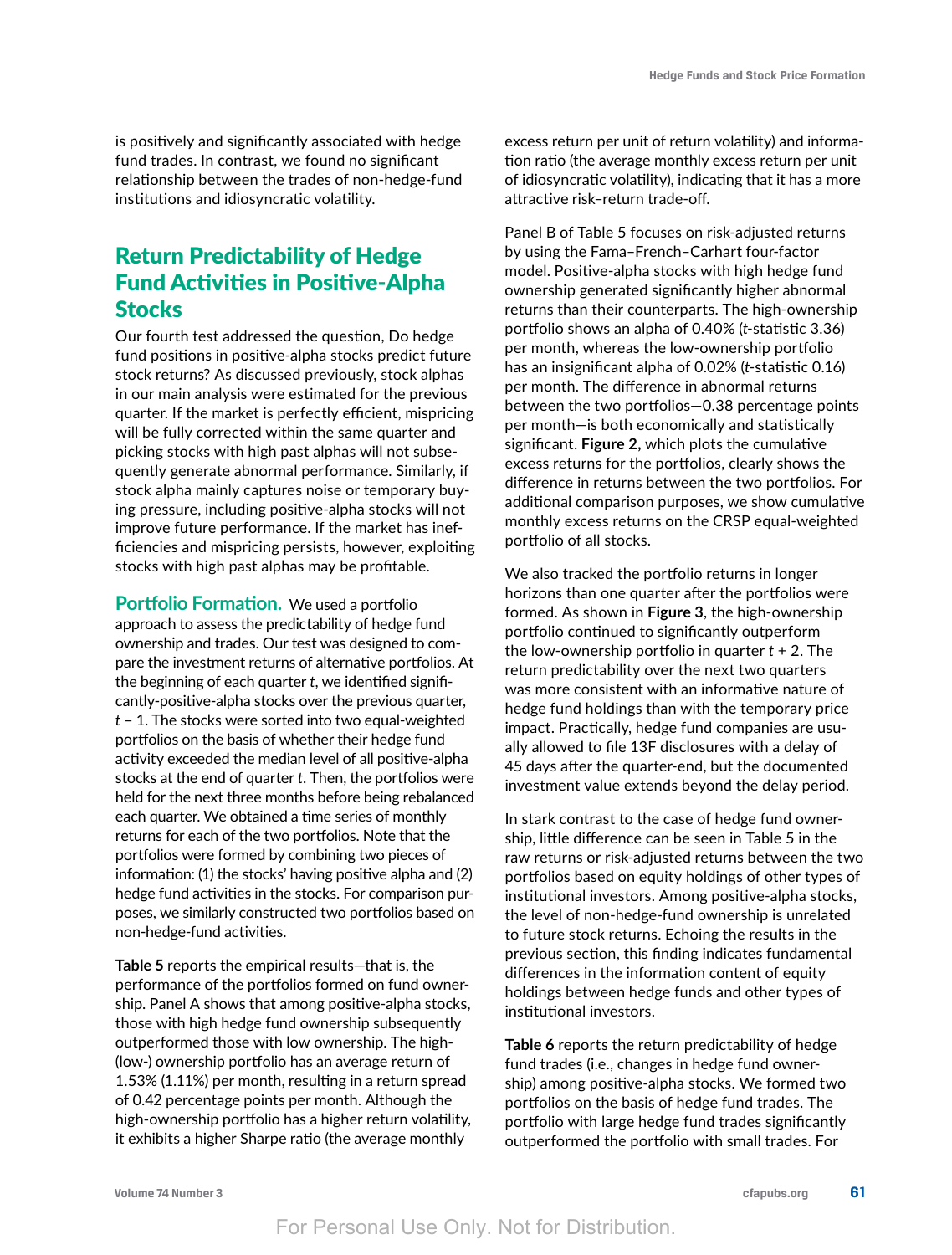is positively and significantly associated with hedge fund trades. In contrast, we found no significant relationship between the trades of non-hedge-fund institutions and idiosyncratic volatility.

## Return Predictability of Hedge Fund Activities in Positive-Alpha Stocks

Our fourth test addressed the question, Do hedge fund positions in positive-alpha stocks predict future stock returns? As discussed previously, stock alphas in our main analysis were estimated for the previous quarter. If the market is perfectly efficient, mispricing will be fully corrected within the same quarter and picking stocks with high past alphas will not subsequently generate abnormal performance. Similarly, if stock alpha mainly captures noise or temporary buying pressure, including positive-alpha stocks will not improve future performance. If the market has inefficiencies and mispricing persists, however, exploiting stocks with high past alphas may be profitable.

**Portfolio Formation.** We used a portfolio approach to assess the predictability of hedge fund ownership and trades. Our test was designed to compare the investment returns of alternative portfolios. At the beginning of each quarter $t$, we identified significantly-positive-alpha stocks over the previous quarter, $t - 1$. The stocks were sorted into two equal-weighted portfolios on the basis of whether their hedge fund activity exceeded the median level of all positive-alpha stocks at the end of quarter $t$. Then, the portfolios were held for the next three months before being rebalanced each quarter. We obtained a time series of monthly returns for each of the two portfolios. Note that the portfolios were formed by combining two pieces of information: (1) the stocks' having positive alpha and (2) hedge fund activities in the stocks. For comparison purposes, we similarly constructed two portfolios based on non-hedge-fund activities.

**Table 5** reports the empirical results—that is, the performance of the portfolios formed on fund ownership. Panel A shows that among positive-alpha stocks, those with high hedge fund ownership subsequently outperformed those with low ownership. The high- (low-) ownership portfolio has an average return of 1.53% (1.11%) per month, resulting in a return spread of 0.42 percentage points per month. Although the high-ownership portfolio has a higher return volatility, it exhibits a higher Sharpe ratio (the average monthly excess return per unit of return volatility) and information ratio (the average monthly excess return per unit of idiosyncratic volatility), indicating that it has a more attractive risk–return trade-off.

Panel B of Table 5 focuses on risk-adjusted returns by using the Fama–French–Carhart four-factor model. Positive-alpha stocks with high hedge fund ownership generated significantly higher abnormal returns than their counterparts. The high-ownership portfolio shows an alpha of 0.40% ($t$-statistic 3.36) per month, whereas the low-ownership portfolio has an insignificant alpha of 0.02% ($t$-statistic 0.16) per month. The difference in abnormal returns between the two portfolios—0.38 percentage points per month—is both economically and statistically significant. **Figure 2,** which plots the cumulative excess returns for the portfolios, clearly shows the difference in returns between the two portfolios. For additional comparison purposes, we show cumulative monthly excess returns on the CRSP equal-weighted portfolio of all stocks.

We also tracked the portfolio returns in longer horizons than one quarter after the portfolios were formed. As shown in **Figure 3**, the high-ownership portfolio continued to significantly outperform the low-ownership portfolio in quarter $t + 2$. The return predictability over the next two quarters was more consistent with an informative nature of hedge fund holdings than with the temporary price impact. Practically, hedge fund companies are usually allowed to file 13F disclosures with a delay of 45 days after the quarter-end, but the documented investment value extends beyond the delay period.

In stark contrast to the case of hedge fund ownership, little difference can be seen in Table 5 in the raw returns or risk-adjusted returns between the two portfolios based on equity holdings of other types of institutional investors. Among positive-alpha stocks, the level of non-hedge-fund ownership is unrelated to future stock returns. Echoing the results in the previous section, this finding indicates fundamental differences in the information content of equity holdings between hedge funds and other types of institutional investors.

**Table 6** reports the return predictability of hedge fund trades (i.e., changes in hedge fund ownership) among positive-alpha stocks. We formed two portfolios on the basis of hedge fund trades. The portfolio with large hedge fund trades significantly outperformed the portfolio with small trades. For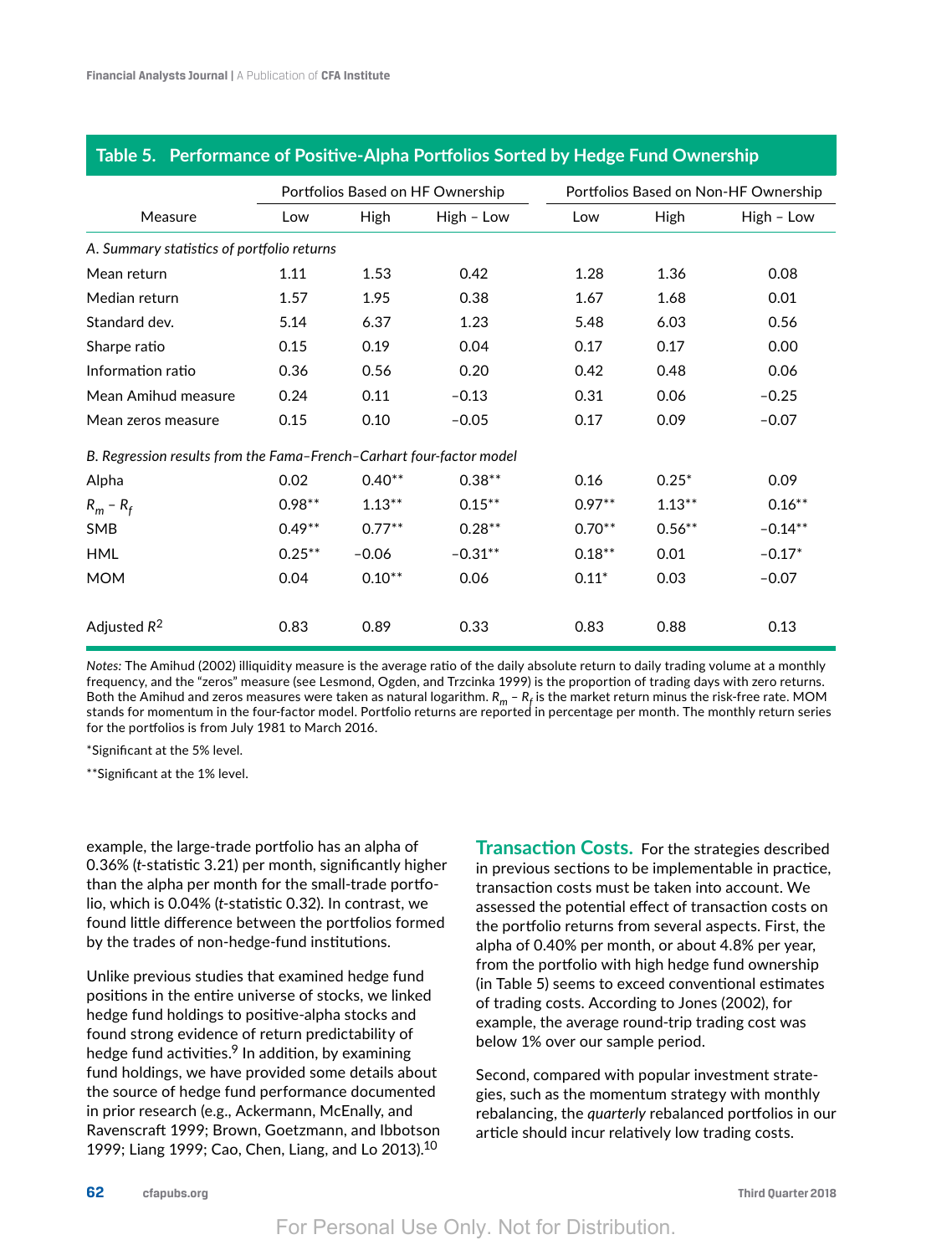**Table 5. Performance of Positive-Alpha Portfolios Sorted by Hedge Fund Ownership**

| | Portfolios Based on HF Ownership | | | Portfolios Based on Non-HF Ownership | | |
|---|---|---|---|---|---|---|
| Measure | Low | High | High – Low | Low | High | High – Low |
| *A. Summary statistics of portfolio returns* | | | | | | |
| Mean return | 1.11 | 1.53 | 0.42 | 1.28 | 1.36 | 0.08 |
| Median return | 1.57 | 1.95 | 0.38 | 1.67 | 1.68 | 0.01 |
| Standard dev. | 5.14 | 6.37 | 1.23 | 5.48 | 6.03 | 0.56 |
| Sharpe ratio | 0.15 | 0.19 | 0.04 | 0.17 | 0.17 | 0.00 |
| Information ratio | 0.36 | 0.56 | 0.20 | 0.42 | 0.48 | 0.06 |
| Mean Amihud measure | 0.24 | 0.11 | −0.13 | 0.31 | 0.06 | −0.25 |
| Mean zeros measure | 0.15 | 0.10 | −0.05 | 0.17 | 0.09 | −0.07 |
| *B. Regression results from the Fama–French–Carhart four-factor model* | | | | | | |
| Alpha | 0.02 | 0.40** | 0.38** | 0.16 | 0.25* | 0.09 |
| $R_m - R_f$ | 0.98** | 1.13** | 0.15** | 0.97** | 1.13** | 0.16** |
| SMB | 0.49** | 0.77** | 0.28** | 0.70** | 0.56** | −0.14** |
| HML | 0.25** | −0.06 | −0.31** | 0.18** | 0.01 | −0.17* |
| MOM | 0.04 | 0.10** | 0.06 | 0.11* | 0.03 | −0.07 |
| Adjusted $R^2$ | 0.83 | 0.89 | 0.33 | 0.83 | 0.88 | 0.13 |

*Notes:* The Amihud (2002) illiquidity measure is the average ratio of the daily absolute return to daily trading volume at a monthly frequency, and the "zeros" measure (see Lesmond, Ogden, and Trzcinka 1999) is the proportion of trading days with zero returns. Both the Amihud and zeros measures were taken as natural logarithm. $R_m - R_f$ is the market return minus the risk-free rate. MOM stands for momentum in the four-factor model. Portfolio returns are reported in percentage per month. The monthly return series for the portfolios is from July 1981 to March 2016.

*Significant at the 5% level.

**Significant at the 1% level.

example, the large-trade portfolio has an alpha of 0.36% (*t*-statistic 3.21) per month, significantly higher than the alpha per month for the small-trade portfolio, which is 0.04% (*t*-statistic 0.32). In contrast, we found little difference between the portfolios formed by the trades of non-hedge-fund institutions.

Unlike previous studies that examined hedge fund positions in the entire universe of stocks, we linked hedge fund holdings to positive-alpha stocks and found strong evidence of return predictability of hedge fund activities.[9] In addition, by examining fund holdings, we have provided some details about the source of hedge fund performance documented in prior research (e.g., Ackermann, McEnally, and Ravenscraft 1999; Brown, Goetzmann, and Ibbotson 1999; Liang 1999; Cao, Chen, Liang, and Lo 2013).[10]

**Transaction Costs.** For the strategies described in previous sections to be implementable in practice, transaction costs must be taken into account. We assessed the potential effect of transaction costs on the portfolio returns from several aspects. First, the alpha of 0.40% per month, or about 4.8% per year, from the portfolio with high hedge fund ownership (in Table 5) seems to exceed conventional estimates of trading costs. According to Jones (2002), for example, the average round-trip trading cost was below 1% over our sample period.

Second, compared with popular investment strategies, such as the momentum strategy with monthly rebalancing, the *quarterly* rebalanced portfolios in our article should incur relatively low trading costs.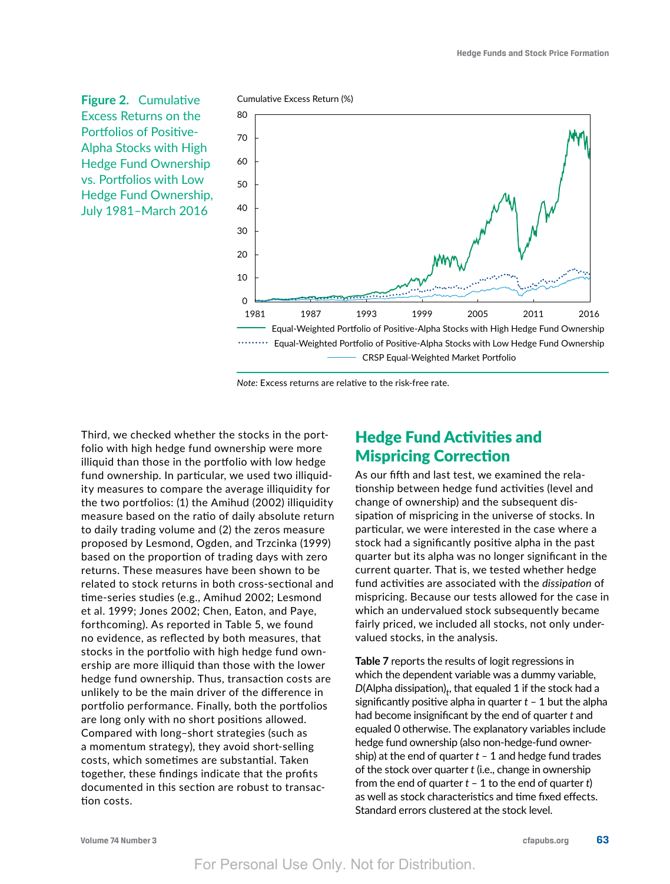**Figure 2.** Cumulative Excess Returns on the Portfolios of Positive-Alpha Stocks with High Hedge Fund Ownership vs. Portfolios with Low Hedge Fund Ownership, July 1981–March 2016

*Note:* Excess returns are relative to the risk-free rate.

Third, we checked whether the stocks in the portfolio with high hedge fund ownership were more illiquid than those in the portfolio with low hedge fund ownership. In particular, we used two illiquidity measures to compare the average illiquidity for the two portfolios: (1) the Amihud (2002) illiquidity measure based on the ratio of daily absolute return to daily trading volume and (2) the zeros measure proposed by Lesmond, Ogden, and Trzcinka (1999) based on the proportion of trading days with zero returns. These measures have been shown to be related to stock returns in both cross-sectional and time-series studies (e.g., Amihud 2002; Lesmond et al. 1999; Jones 2002; Chen, Eaton, and Paye, forthcoming). As reported in Table 5, we found no evidence, as reflected by both measures, that stocks in the portfolio with high hedge fund ownership are more illiquid than those with the lower hedge fund ownership. Thus, transaction costs are unlikely to be the main driver of the difference in portfolio performance. Finally, both the portfolios are long only with no short positions allowed. Compared with long–short strategies (such as a momentum strategy), they avoid short-selling costs, which sometimes are substantial. Taken together, these findings indicate that the profits documented in this section are robust to transaction costs.

## Hedge Fund Activities and Mispricing Correction

As our fifth and last test, we examined the relationship between hedge fund activities (level and change of ownership) and the subsequent dissipation of mispricing in the universe of stocks. In particular, we were interested in the case where a stock had a significantly positive alpha in the past quarter but its alpha was no longer significant in the current quarter. That is, we tested whether hedge fund activities are associated with the *dissipation* of mispricing. Because our tests allowed for the case in which an undervalued stock subsequently became fairly priced, we included all stocks, not only undervalued stocks, in the analysis.

**Table 7** reports the results of logit regressions in which the dependent variable was a dummy variable, $D(\text{Alpha dissipation})_t$, that equaled 1 if the stock had a significantly positive alpha in quarter $t - 1$ but the alpha had become insignificant by the end of quarter $t$ and equaled 0 otherwise. The explanatory variables include hedge fund ownership (also non-hedge-fund ownership) at the end of quarter $t - 1$ and hedge fund trades of the stock over quarter $t$ (i.e., change in ownership from the end of quarter $t - 1$ to the end of quarter $t$) as well as stock characteristics and time fixed effects. Standard errors clustered at the stock level.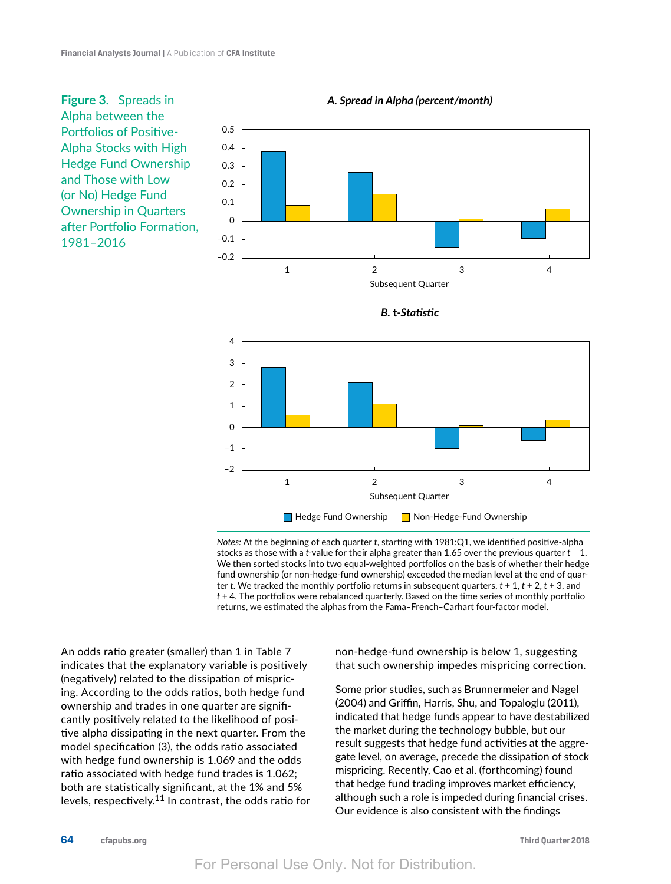**Figure 3. Spreads in Alpha between the Portfolios of Positive-Alpha Stocks with High Hedge Fund Ownership and Those with Low (or No) Hedge Fund Ownership in Quarters after Portfolio Formation, 1981–2016**

*A. Spread in Alpha (percent/month)*

*B. t-Statistic*

Hedge Fund Ownership | Non-Hedge-Fund Ownership

*Notes:* At the beginning of each quarter *t*, starting with 1981:Q1, we identified positive-alpha stocks as those with a *t*-value for their alpha greater than 1.65 over the previous quarter *t* – 1. We then sorted stocks into two equal-weighted portfolios on the basis of whether their hedge fund ownership (or non-hedge-fund ownership) exceeded the median level at the end of quarter *t*. We tracked the monthly portfolio returns in subsequent quarters, *t* + 1, *t* + 2, *t* + 3, and *t* + 4. The portfolios were rebalanced quarterly. Based on the time series of monthly portfolio returns, we estimated the alphas from the Fama–French–Carhart four-factor model.

An odds ratio greater (smaller) than 1 in Table 7 indicates that the explanatory variable is positively (negatively) related to the dissipation of mispricing. According to the odds ratios, both hedge fund ownership and trades in one quarter are significantly positively related to the likelihood of positive alpha dissipating in the next quarter. From the model specification (3), the odds ratio associated with hedge fund ownership is 1.069 and the odds ratio associated with hedge fund trades is 1.062; both are statistically significant, at the 1% and 5% levels, respectively.[11] In contrast, the odds ratio for non-hedge-fund ownership is below 1, suggesting that such ownership impedes mispricing correction.

Some prior studies, such as Brunnermeier and Nagel (2004) and Griffin, Harris, Shu, and Topaloglu (2011), indicated that hedge funds appear to have destabilized the market during the technology bubble, but our result suggests that hedge fund activities at the aggregate level, on average, precede the dissipation of stock mispricing. Recently, Cao et al. (forthcoming) found that hedge fund trading improves market efficiency, although such a role is impeded during financial crises. Our evidence is also consistent with the findings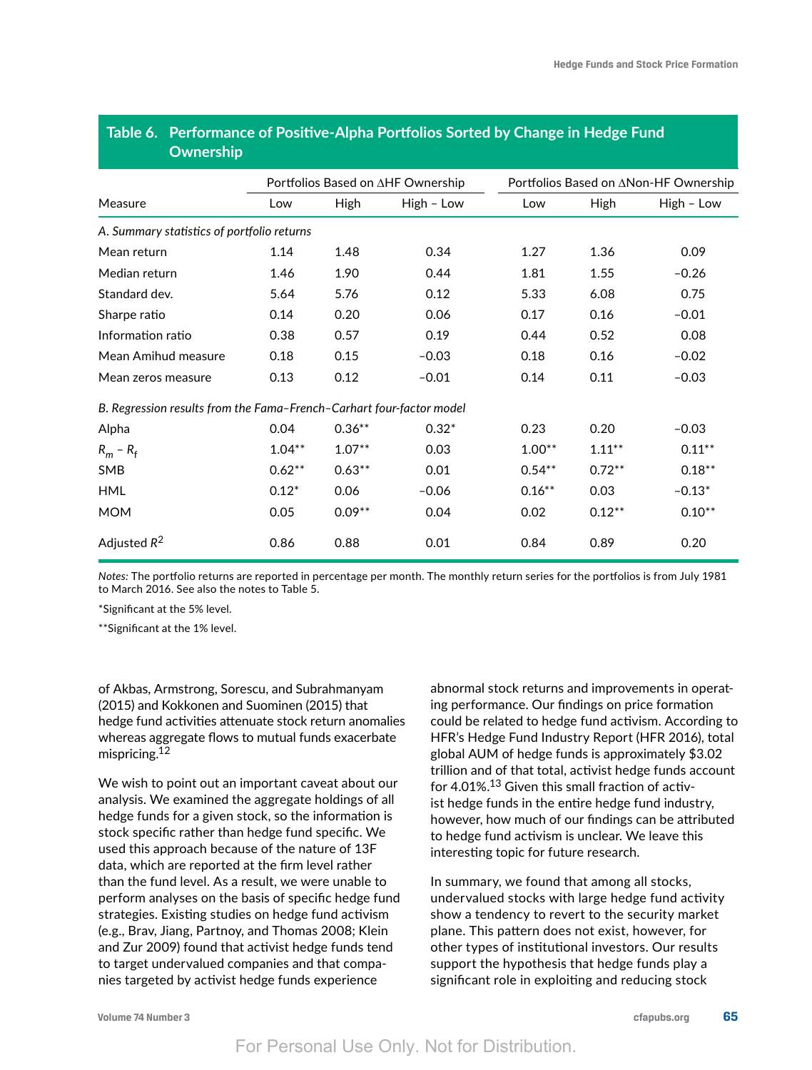**Table 6. Performance of Positive-Alpha Portfolios Sorted by Change in Hedge Fund Ownership**

| Measure | Portfolios Based on ΔHF Ownership | | | Portfolios Based on ΔNon-HF Ownership | | |
|---|---|---|---|---|---|---|
| | Low | High | High – Low | Low | High | High – Low |
| *A. Summary statistics of portfolio returns* | | | | | | |
| Mean return | 1.14 | 1.48 | 0.34 | 1.27 | 1.36 | 0.09 |
| Median return | 1.46 | 1.90 | 0.44 | 1.81 | 1.55 | −0.26 |
| Standard dev. | 5.64 | 5.76 | 0.12 | 5.33 | 6.08 | 0.75 |
| Sharpe ratio | 0.14 | 0.20 | 0.06 | 0.17 | 0.16 | −0.01 |
| Information ratio | 0.38 | 0.57 | 0.19 | 0.44 | 0.52 | 0.08 |
| Mean Amihud measure | 0.18 | 0.15 | −0.03 | 0.18 | 0.16 | −0.02 |
| Mean zeros measure | 0.13 | 0.12 | −0.01 | 0.14 | 0.11 | −0.03 |
| *B. Regression results from the Fama–French–Carhart four-factor model* | | | | | | |
| Alpha | 0.04 | 0.36** | 0.32* | 0.23 | 0.20 | −0.03 |
| $R_m - R_f$ | 1.04** | 1.07** | 0.03 | 1.00** | 1.11** | 0.11** |
| SMB | 0.62** | 0.63** | 0.01 | 0.54** | 0.72** | 0.18** |
| HML | 0.12* | 0.06 | −0.06 | 0.16** | 0.03 | −0.13* |
| MOM | 0.05 | 0.09** | 0.04 | 0.02 | 0.12** | 0.10** |
| Adjusted $R^2$ | 0.86 | 0.88 | 0.01 | 0.84 | 0.89 | 0.20 |

*Notes:* The portfolio returns are reported in percentage per month. The monthly return series for the portfolios is from July 1981 to March 2016. See also the notes to Table 5.

*Significant at the 5% level.

**Significant at the 1% level.

of Akbas, Armstrong, Sorescu, and Subrahmanyam (2015) and Kokkonen and Suominen (2015) that hedge fund activities attenuate stock return anomalies whereas aggregate flows to mutual funds exacerbate mispricing.[12]

We wish to point out an important caveat about our analysis. We examined the aggregate holdings of all hedge funds for a given stock, so the information is stock specific rather than hedge fund specific. We used this approach because of the nature of 13F data, which are reported at the firm level rather than the fund level. As a result, we were unable to perform analyses on the basis of specific hedge fund strategies. Existing studies on hedge fund activism (e.g., Brav, Jiang, Partnoy, and Thomas 2008; Klein and Zur 2009) found that activist hedge funds tend to target undervalued companies and that companies targeted by activist hedge funds experience abnormal stock returns and improvements in operating performance. Our findings on price formation could be related to hedge fund activism. According to HFR's Hedge Fund Industry Report (HFR 2016), total global AUM of hedge funds is approximately $3.02 trillion and of that total, activist hedge funds account for 4.01%.[13] Given this small fraction of activist hedge funds in the entire hedge fund industry, however, how much of our findings can be attributed to hedge fund activism is unclear. We leave this interesting topic for future research.

In summary, we found that among all stocks, undervalued stocks with large hedge fund activity show a tendency to revert to the security market plane. This pattern does not exist, however, for other types of institutional investors. Our results support the hypothesis that hedge funds play a significant role in exploiting and reducing stock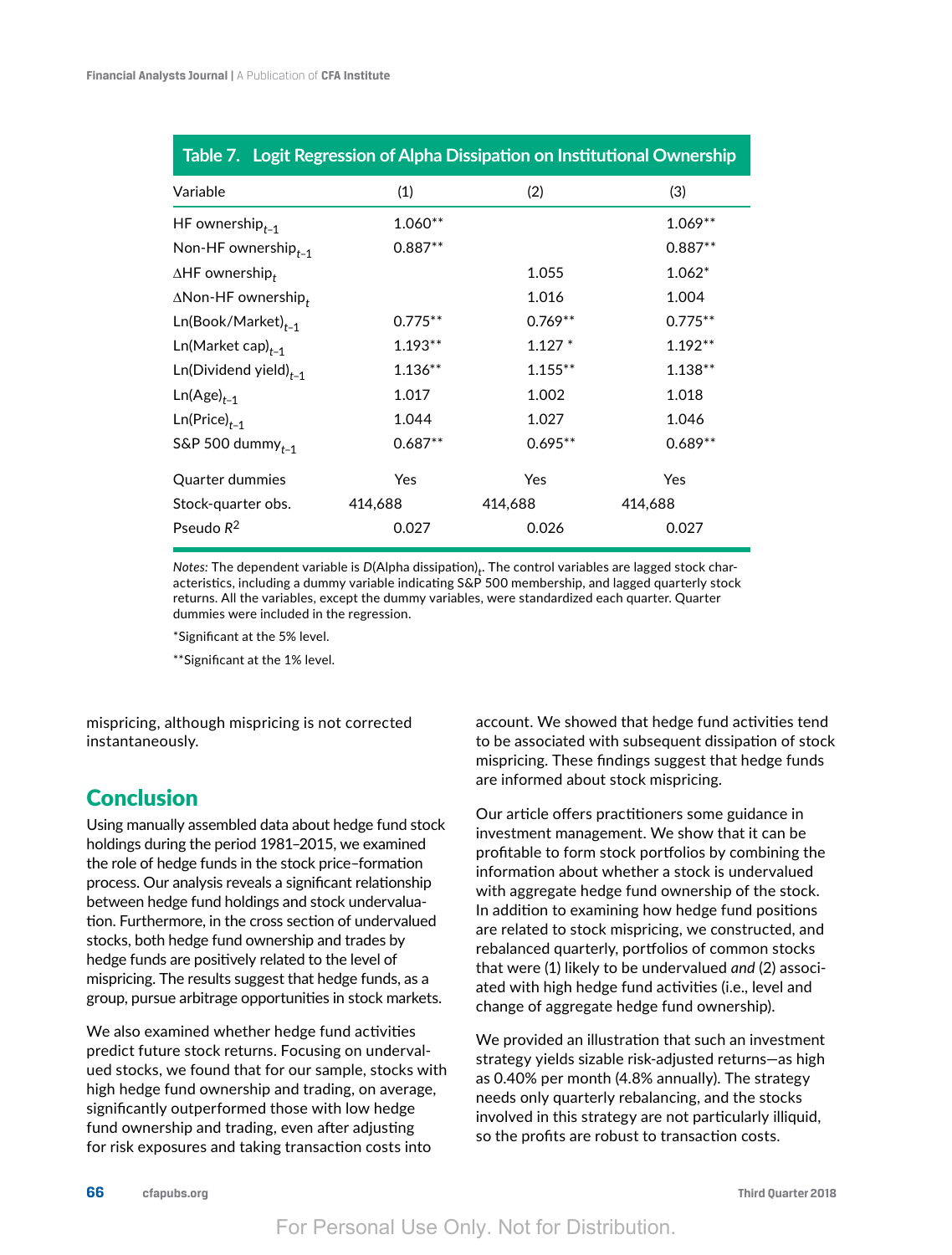## Table 7. Logit Regression of Alpha Dissipation on Institutional Ownership

| Variable | (1) | (2) | (3) |
|---|---|---|---|
| HF ownership$_{t-1}$ | 1.060** | | 1.069** |
| Non-HF ownership$_{t-1}$ | 0.887** | | 0.887** |
| $\Delta$HF ownership$_{t}$ | | 1.055 | 1.062* |
| $\Delta$Non-HF ownership$_{t}$ | | 1.016 | 1.004 |
| Ln(Book/Market)$_{t-1}$ | 0.775** | 0.769** | 0.775** |
| Ln(Market cap)$_{t-1}$ | 1.193** | 1.127 * | 1.192** |
| Ln(Dividend yield)$_{t-1}$ | 1.136** | 1.155** | 1.138** |
| Ln(Age)$_{t-1}$ | 1.017 | 1.002 | 1.018 |
| Ln(Price)$_{t-1}$ | 1.044 | 1.027 | 1.046 |
| S&P 500 dummy$_{t-1}$ | 0.687** | 0.695** | 0.689** |
| Quarter dummies | Yes | Yes | Yes |
| Stock-quarter obs. | 414,688 | 414,688 | 414,688 |
| Pseudo $R^2$ | 0.027 | 0.026 | 0.027 |

*Notes:* The dependent variable is *D*(Alpha dissipation)$_t$. The control variables are lagged stock characteristics, including a dummy variable indicating S&P 500 membership, and lagged quarterly stock returns. All the variables, except the dummy variables, were standardized each quarter. Quarter dummies were included in the regression.

*Significant at the 5% level.

**Significant at the 1% level.

mispricing, although mispricing is not corrected instantaneously.

## Conclusion

Using manually assembled data about hedge fund stock holdings during the period 1981–2015, we examined the role of hedge funds in the stock price–formation process. Our analysis reveals a significant relationship between hedge fund holdings and stock undervaluation. Furthermore, in the cross section of undervalued stocks, both hedge fund ownership and trades by hedge funds are positively related to the level of mispricing. The results suggest that hedge funds, as a group, pursue arbitrage opportunities in stock markets.

We also examined whether hedge fund activities predict future stock returns. Focusing on undervalued stocks, we found that for our sample, stocks with high hedge fund ownership and trading, on average, significantly outperformed those with low hedge fund ownership and trading, even after adjusting for risk exposures and taking transaction costs into account. We showed that hedge fund activities tend to be associated with subsequent dissipation of stock mispricing. These findings suggest that hedge funds are informed about stock mispricing.

Our article offers practitioners some guidance in investment management. We show that it can be profitable to form stock portfolios by combining the information about whether a stock is undervalued with aggregate hedge fund ownership of the stock. In addition to examining how hedge fund positions are related to stock mispricing, we constructed, and rebalanced quarterly, portfolios of common stocks that were (1) likely to be undervalued *and* (2) associated with high hedge fund activities (i.e., level and change of aggregate hedge fund ownership).

We provided an illustration that such an investment strategy yields sizable risk-adjusted returns—as high as 0.40% per month (4.8% annually). The strategy needs only quarterly rebalancing, and the stocks involved in this strategy are not particularly illiquid, so the profits are robust to transaction costs.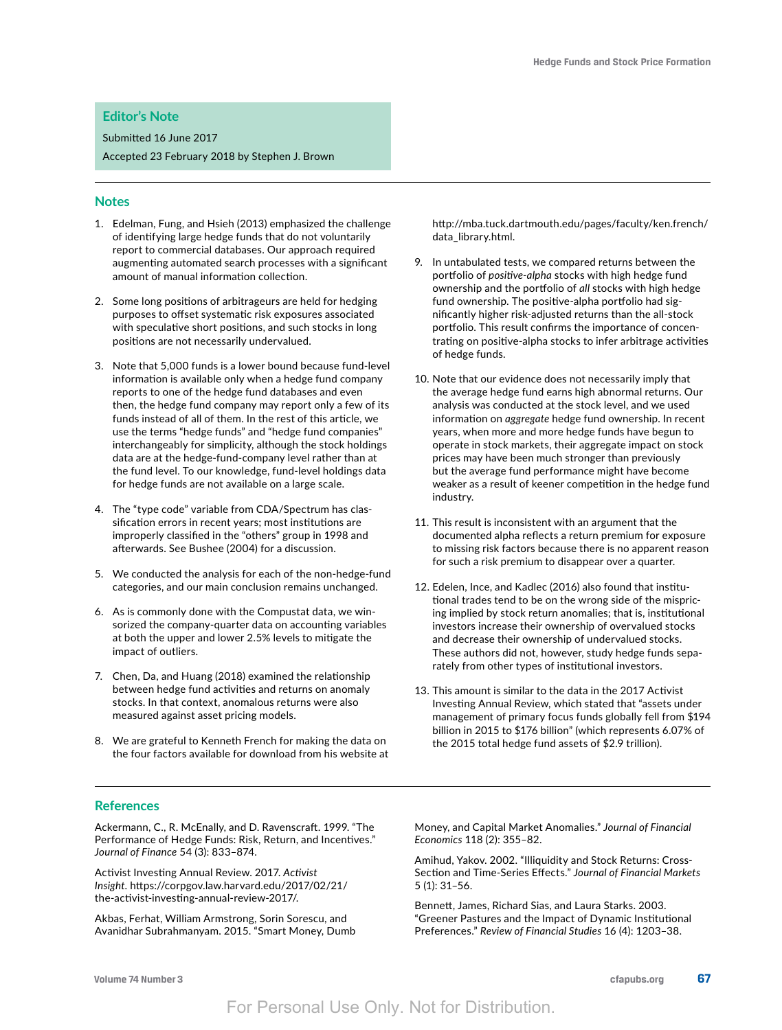## Editor's Note

Submitted 16 June 2017

Accepted 23 February 2018 by Stephen J. Brown

## Notes

1. Edelman, Fung, and Hsieh (2013) emphasized the challenge of identifying large hedge funds that do not voluntarily report to commercial databases. Our approach required augmenting automated search processes with a significant amount of manual information collection.

2. Some long positions of arbitrageurs are held for hedging purposes to offset systematic risk exposures associated with speculative short positions, and such stocks in long positions are not necessarily undervalued.

3. Note that 5,000 funds is a lower bound because fund-level information is available only when a hedge fund company reports to one of the hedge fund databases and even then, the hedge fund company may report only a few of its funds instead of all of them. In the rest of this article, we use the terms "hedge funds" and "hedge fund companies" interchangeably for simplicity, although the stock holdings data are at the hedge-fund-company level rather than at the fund level. To our knowledge, fund-level holdings data for hedge funds are not available on a large scale.

4. The "type code" variable from CDA/Spectrum has classification errors in recent years; most institutions are improperly classified in the "others" group in 1998 and afterwards. See Bushee (2004) for a discussion.

5. We conducted the analysis for each of the non-hedge-fund categories, and our main conclusion remains unchanged.

6. As is commonly done with the Compustat data, we winsorized the company-quarter data on accounting variables at both the upper and lower 2.5% levels to mitigate the impact of outliers.

7. Chen, Da, and Huang (2018) examined the relationship between hedge fund activities and returns on anomaly stocks. In that context, anomalous returns were also measured against asset pricing models.

8. We are grateful to Kenneth French for making the data on the four factors available for download from his website at http://mba.tuck.dartmouth.edu/pages/faculty/ken.french/data_library.html.

9. In untabulated tests, we compared returns between the portfolio of *positive-alpha* stocks with high hedge fund ownership and the portfolio of *all* stocks with high hedge fund ownership. The positive-alpha portfolio had significantly higher risk-adjusted returns than the all-stock portfolio. This result confirms the importance of concentrating on positive-alpha stocks to infer arbitrage activities of hedge funds.

10. Note that our evidence does not necessarily imply that the average hedge fund earns high abnormal returns. Our analysis was conducted at the stock level, and we used information on *aggregate* hedge fund ownership. In recent years, when more and more hedge funds have begun to operate in stock markets, their aggregate impact on stock prices may have been much stronger than previously but the average fund performance might have become weaker as a result of keener competition in the hedge fund industry.

11. This result is inconsistent with an argument that the documented alpha reflects a return premium for exposure to missing risk factors because there is no apparent reason for such a risk premium to disappear over a quarter.

12. Edelen, Ince, and Kadlec (2016) also found that institutional trades tend to be on the wrong side of the mispricing implied by stock return anomalies; that is, institutional investors increase their ownership of overvalued stocks and decrease their ownership of undervalued stocks. These authors did not, however, study hedge funds separately from other types of institutional investors.

13. This amount is similar to the data in the 2017 Activist Investing Annual Review, which stated that "assets under management of primary focus funds globally fell from $194 billion in 2015 to $176 billion" (which represents 6.07% of the 2015 total hedge fund assets of $2.9 trillion).

## References

Ackermann, C., R. McEnally, and D. Ravenscraft. 1999. "The Performance of Hedge Funds: Risk, Return, and Incentives." *Journal of Finance* 54 (3): 833–874.

Activist Investing Annual Review. 2017. *Activist Insight*. https://corpgov.law.harvard.edu/2017/02/21/the-activist-investing-annual-review-2017/.

Akbas, Ferhat, William Armstrong, Sorin Sorescu, and Avanidhar Subrahmanyam. 2015. "Smart Money, Dumb Money, and Capital Market Anomalies." *Journal of Financial Economics* 118 (2): 355–82.

Amihud, Yakov. 2002. "Illiquidity and Stock Returns: Cross-Section and Time-Series Effects." *Journal of Financial Markets* 5 (1): 31–56.

Bennett, James, Richard Sias, and Laura Starks. 2003. "Greener Pastures and the Impact of Dynamic Institutional Preferences." *Review of Financial Studies* 16 (4): 1203–38.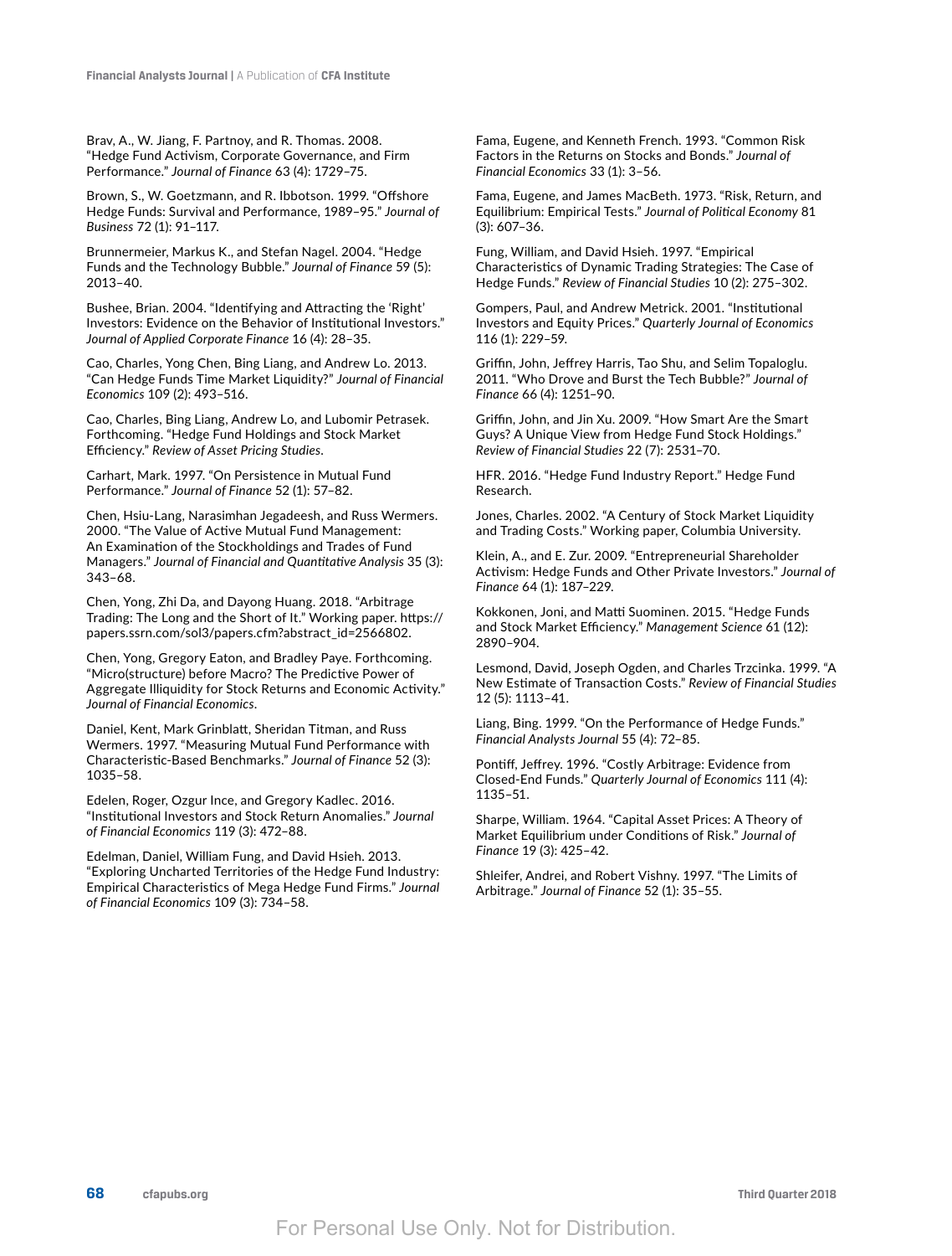Brav, A., W. Jiang, F. Partnoy, and R. Thomas. 2008. "Hedge Fund Activism, Corporate Governance, and Firm Performance." *Journal of Finance* 63 (4): 1729–75.

Brown, S., W. Goetzmann, and R. Ibbotson. 1999. "Offshore Hedge Funds: Survival and Performance, 1989–95." *Journal of Business* 72 (1): 91–117.

Brunnermeier, Markus K., and Stefan Nagel. 2004. "Hedge Funds and the Technology Bubble." *Journal of Finance* 59 (5): 2013–40.

Bushee, Brian. 2004. "Identifying and Attracting the 'Right' Investors: Evidence on the Behavior of Institutional Investors." *Journal of Applied Corporate Finance* 16 (4): 28–35.

Cao, Charles, Yong Chen, Bing Liang, and Andrew Lo. 2013. "Can Hedge Funds Time Market Liquidity?" *Journal of Financial Economics* 109 (2): 493–516.

Cao, Charles, Bing Liang, Andrew Lo, and Lubomir Petrasek. Forthcoming. "Hedge Fund Holdings and Stock Market Efficiency." *Review of Asset Pricing Studies*.

Carhart, Mark. 1997. "On Persistence in Mutual Fund Performance." *Journal of Finance* 52 (1): 57–82.

Chen, Hsiu-Lang, Narasimhan Jegadeesh, and Russ Wermers. 2000. "The Value of Active Mutual Fund Management: An Examination of the Stockholdings and Trades of Fund Managers." *Journal of Financial and Quantitative Analysis* 35 (3): 343–68.

Chen, Yong, Zhi Da, and Dayong Huang. 2018. "Arbitrage Trading: The Long and the Short of It." Working paper. https://papers.ssrn.com/sol3/papers.cfm?abstract_id=2566802.

Chen, Yong, Gregory Eaton, and Bradley Paye. Forthcoming. "Micro(structure) before Macro? The Predictive Power of Aggregate Illiquidity for Stock Returns and Economic Activity." *Journal of Financial Economics*.

Daniel, Kent, Mark Grinblatt, Sheridan Titman, and Russ Wermers. 1997. "Measuring Mutual Fund Performance with Characteristic-Based Benchmarks." *Journal of Finance* 52 (3): 1035–58.

Edelen, Roger, Ozgur Ince, and Gregory Kadlec. 2016. "Institutional Investors and Stock Return Anomalies." *Journal of Financial Economics* 119 (3): 472–88.

Edelman, Daniel, William Fung, and David Hsieh. 2013. "Exploring Uncharted Territories of the Hedge Fund Industry: Empirical Characteristics of Mega Hedge Fund Firms." *Journal of Financial Economics* 109 (3): 734–58.

Fama, Eugene, and Kenneth French. 1993. "Common Risk Factors in the Returns on Stocks and Bonds." *Journal of Financial Economics* 33 (1): 3–56.

Fama, Eugene, and James MacBeth. 1973. "Risk, Return, and Equilibrium: Empirical Tests." *Journal of Political Economy* 81 (3): 607–36.

Fung, William, and David Hsieh. 1997. "Empirical Characteristics of Dynamic Trading Strategies: The Case of Hedge Funds." *Review of Financial Studies* 10 (2): 275–302.

Gompers, Paul, and Andrew Metrick. 2001. "Institutional Investors and Equity Prices." *Quarterly Journal of Economics* 116 (1): 229–59.

Griffin, John, Jeffrey Harris, Tao Shu, and Selim Topaloglu. 2011. "Who Drove and Burst the Tech Bubble?" *Journal of Finance* 66 (4): 1251–90.

Griffin, John, and Jin Xu. 2009. "How Smart Are the Smart Guys? A Unique View from Hedge Fund Stock Holdings." *Review of Financial Studies* 22 (7): 2531–70.

HFR. 2016. "Hedge Fund Industry Report." Hedge Fund Research.

Jones, Charles. 2002. "A Century of Stock Market Liquidity and Trading Costs." Working paper, Columbia University.

Klein, A., and E. Zur. 2009. "Entrepreneurial Shareholder Activism: Hedge Funds and Other Private Investors." *Journal of Finance* 64 (1): 187–229.

Kokkonen, Joni, and Matti Suominen. 2015. "Hedge Funds and Stock Market Efficiency." *Management Science* 61 (12): 2890–904.

Lesmond, David, Joseph Ogden, and Charles Trzcinka. 1999. "A New Estimate of Transaction Costs." *Review of Financial Studies* 12 (5): 1113–41.

Liang, Bing. 1999. "On the Performance of Hedge Funds." *Financial Analysts Journal* 55 (4): 72–85.

Pontiff, Jeffrey. 1996. "Costly Arbitrage: Evidence from Closed-End Funds." *Quarterly Journal of Economics* 111 (4): 1135–51.

Sharpe, William. 1964. "Capital Asset Prices: A Theory of Market Equilibrium under Conditions of Risk." *Journal of Finance* 19 (3): 425–42.

Shleifer, Andrei, and Robert Vishny. 1997. "The Limits of Arbitrage." *Journal of Finance* 52 (1): 35–55.